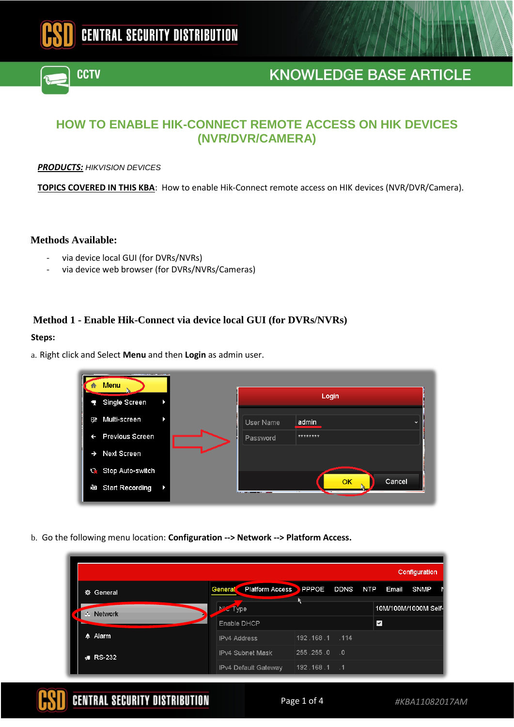# HOW TO ENABLE HIK-CONNECT REMOTE ACCESS ON HIK DEVICES (NVR/DVR/CAMERA)

***PRODUCTS:*** *HIKVISION DEVICES*

**TOPICS COVERED IN THIS KBA**: How to enable Hik-Connect remote access on HIK devices (NVR/DVR/Camera).

## Methods Available:

- via device local GUI (for DVRs/NVRs)
- via device web browser (for DVRs/NVRs/Cameras)

## Method 1 - Enable Hik-Connect via device local GUI (for DVRs/NVRs)

**Steps:**

a. Right click and Select **Menu** and then **Login** as admin user.

b. Go the following menu location: **Configuration --> Network --> Platform Access.**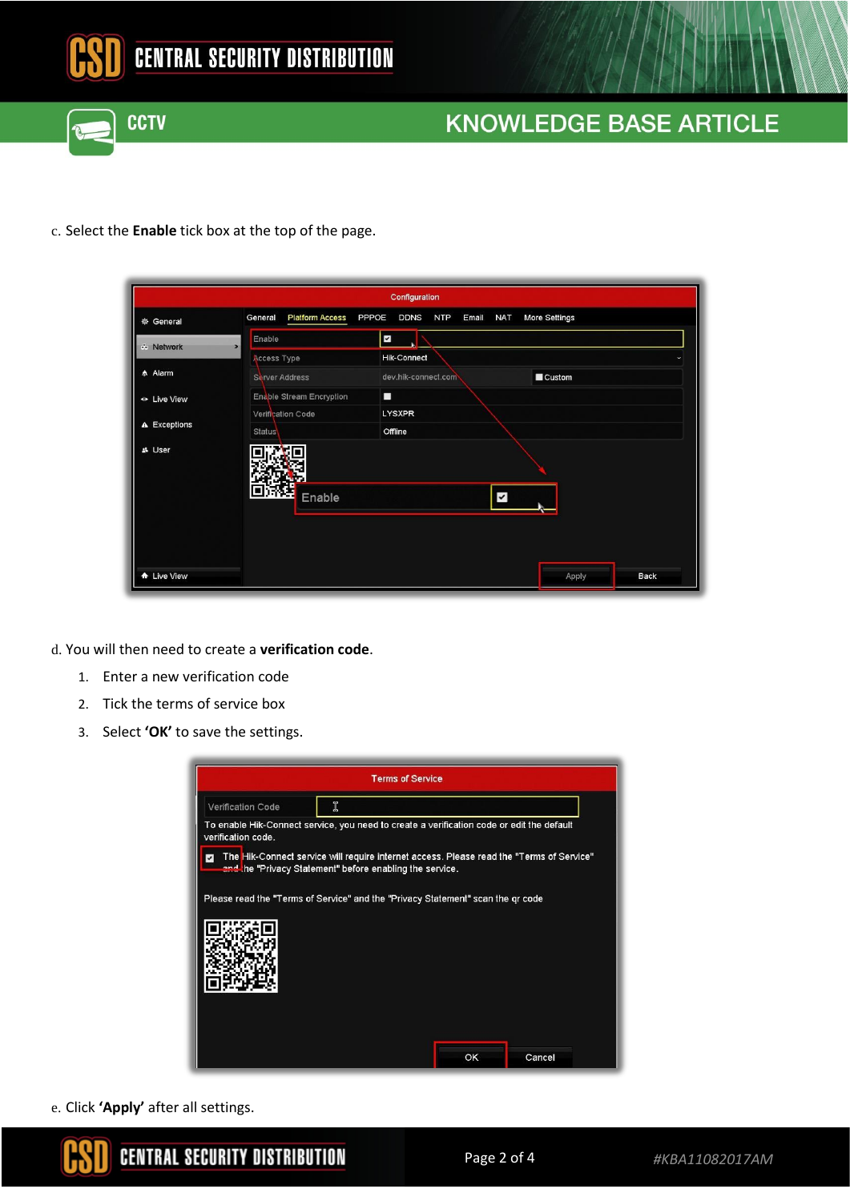c. Select the **Enable** tick box at the top of the page.

d. You will then need to create a **verification code**.

1. Enter a new verification code
2. Tick the terms of service box
3. Select **'OK'** to save the settings.

e. Click **'Apply'** after all settings.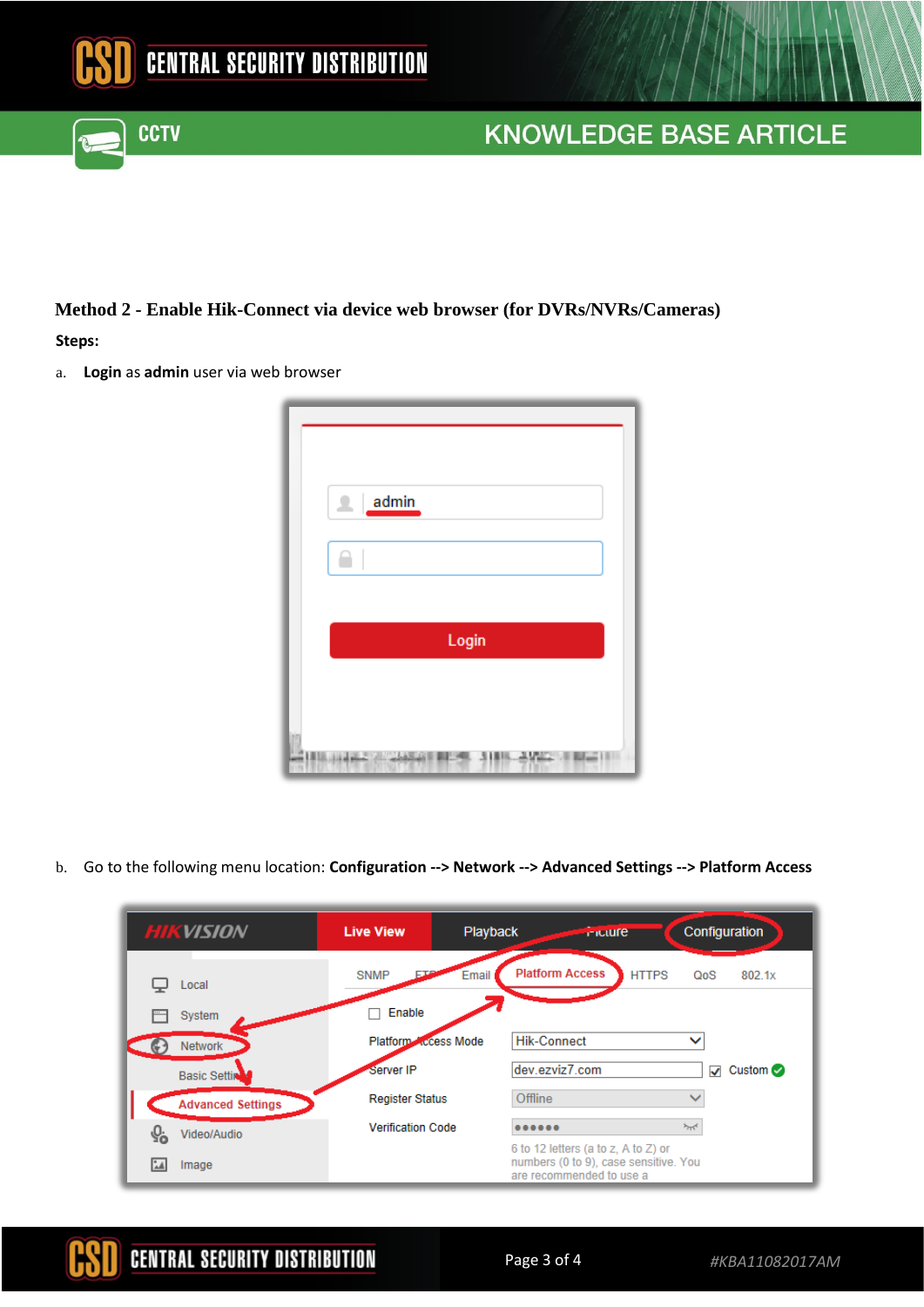### Method 2 - Enable Hik-Connect via device web browser (for DVRs/NVRs/Cameras)

**Steps:**

a. **Login** as **admin** user via web browser

b. Go to the following menu location: **Configuration --> Network --> Advanced Settings --> Platform Access**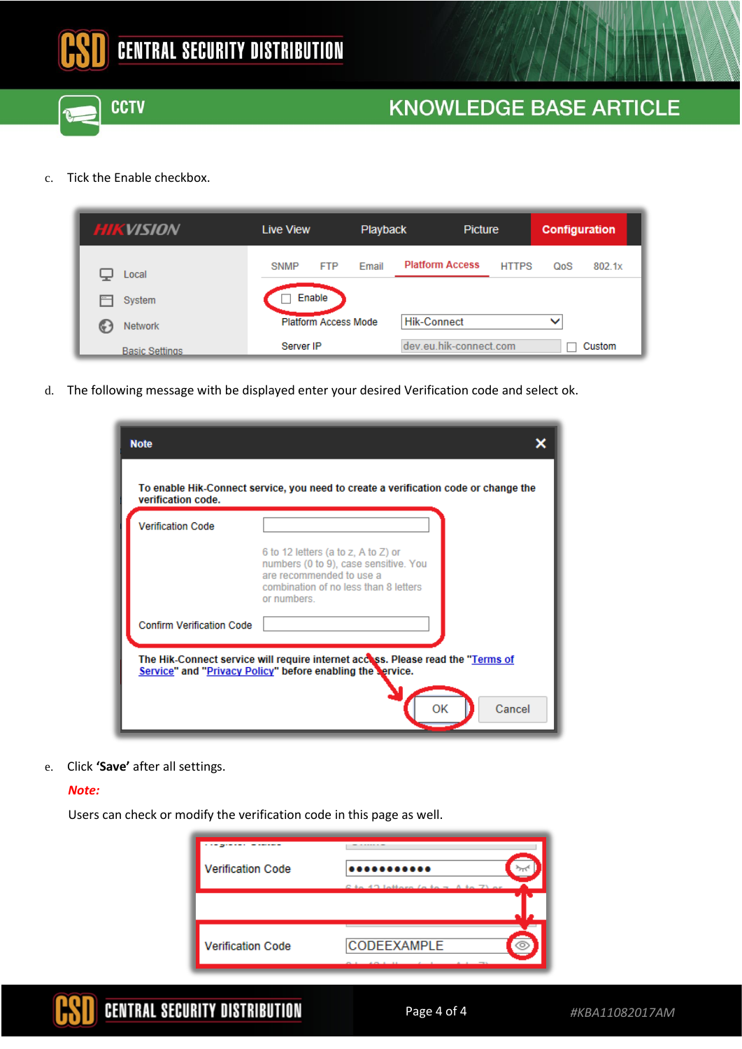c. Tick the Enable checkbox.

d. The following message with be displayed enter your desired Verification code and select ok.

e. Click **'Save'** after all settings.

***Note:***

Users can check or modify the verification code in this page as well.